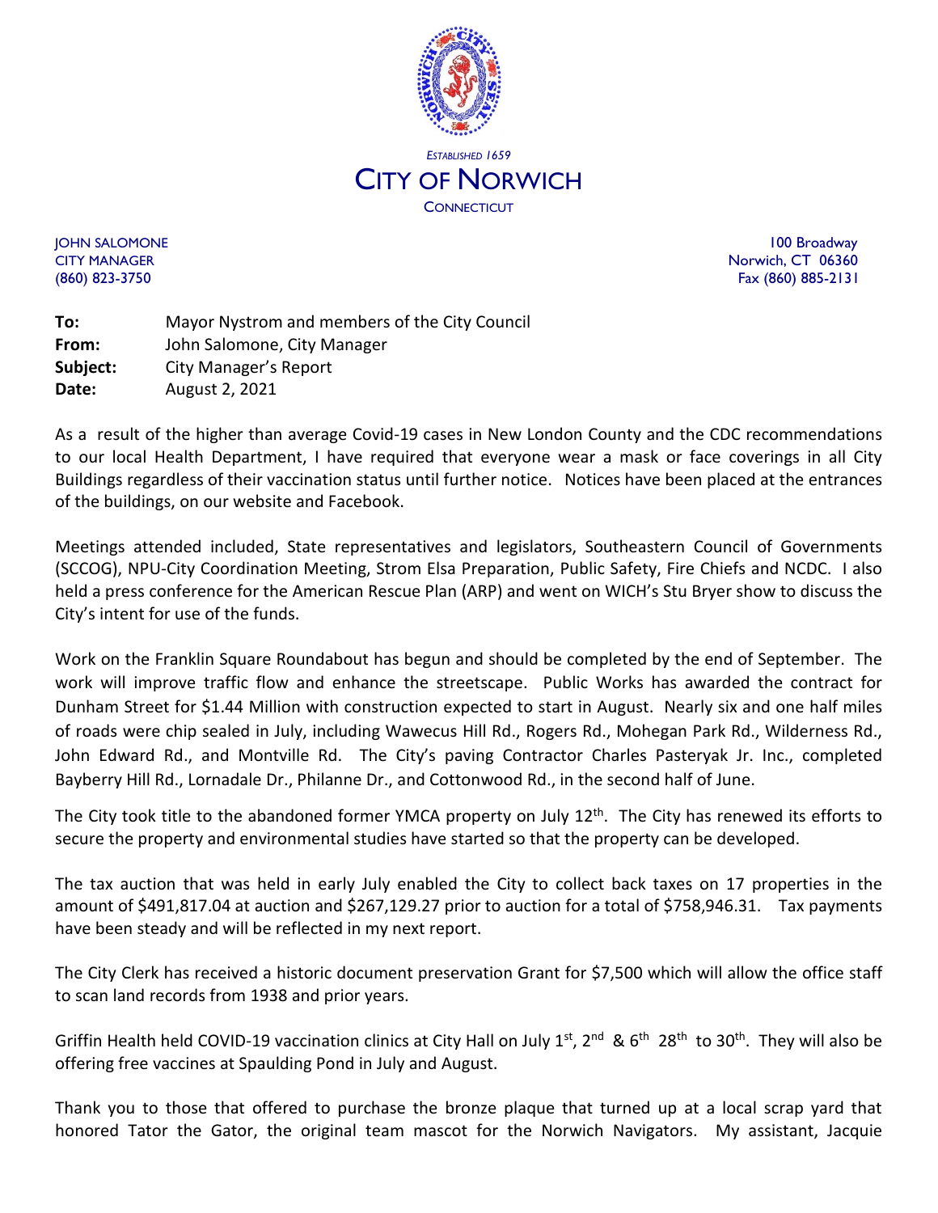*ESTABLISHED 1659*

# CITY OF NORWICH

CONNECTICUT

JOHN SALOMONE
CITY MANAGER
(860) 823-3750

100 Broadway
Norwich, CT 06360
Fax (860) 885-2131

**To:** Mayor Nystrom and members of the City Council
**From:** John Salomone, City Manager
**Subject:** City Manager's Report
**Date:** August 2, 2021

As a result of the higher than average Covid-19 cases in New London County and the CDC recommendations to our local Health Department, I have required that everyone wear a mask or face coverings in all City Buildings regardless of their vaccination status until further notice. Notices have been placed at the entrances of the buildings, on our website and Facebook.

Meetings attended included, State representatives and legislators, Southeastern Council of Governments (SCCOG), NPU-City Coordination Meeting, Strom Elsa Preparation, Public Safety, Fire Chiefs and NCDC. I also held a press conference for the American Rescue Plan (ARP) and went on WICH's Stu Bryer show to discuss the City's intent for use of the funds.

Work on the Franklin Square Roundabout has begun and should be completed by the end of September. The work will improve traffic flow and enhance the streetscape. Public Works has awarded the contract for Dunham Street for $1.44 Million with construction expected to start in August. Nearly six and one half miles of roads were chip sealed in July, including Wawecus Hill Rd., Rogers Rd., Mohegan Park Rd., Wilderness Rd., John Edward Rd., and Montville Rd. The City's paving Contractor Charles Pasteryak Jr. Inc., completed Bayberry Hill Rd., Lornadale Dr., Philanne Dr., and Cottonwood Rd., in the second half of June.

The City took title to the abandoned former YMCA property on July 12th. The City has renewed its efforts to secure the property and environmental studies have started so that the property can be developed.

The tax auction that was held in early July enabled the City to collect back taxes on 17 properties in the amount of $491,817.04 at auction and $267,129.27 prior to auction for a total of $758,946.31. Tax payments have been steady and will be reflected in my next report.

The City Clerk has received a historic document preservation Grant for $7,500 which will allow the office staff to scan land records from 1938 and prior years.

Griffin Health held COVID-19 vaccination clinics at City Hall on July 1st, 2nd & 6th 28th to 30th. They will also be offering free vaccines at Spaulding Pond in July and August.

Thank you to those that offered to purchase the bronze plaque that turned up at a local scrap yard that honored Tator the Gator, the original team mascot for the Norwich Navigators. My assistant, Jacquie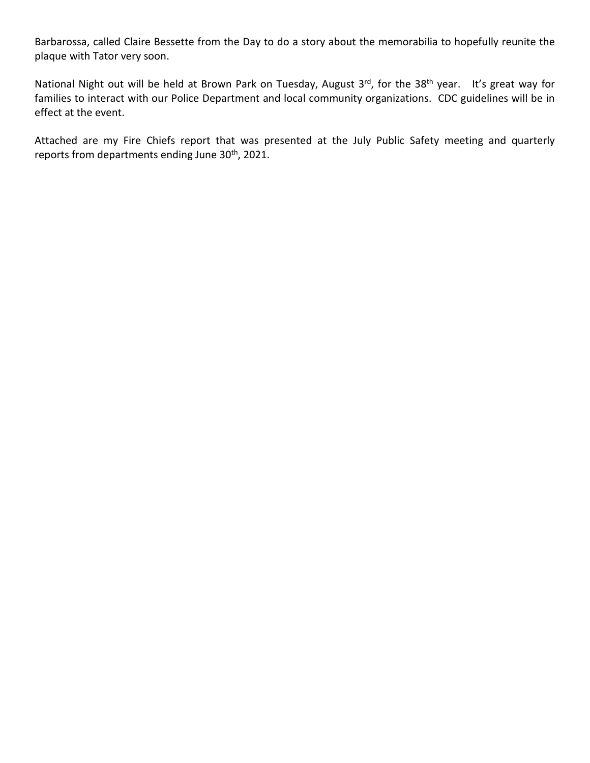Barbarossa, called Claire Bessette from the Day to do a story about the memorabilia to hopefully reunite the plaque with Tator very soon.

National Night out will be held at Brown Park on Tuesday, August 3rd, for the 38th year. It's great way for families to interact with our Police Department and local community organizations. CDC guidelines will be in effect at the event.

Attached are my Fire Chiefs report that was presented at the July Public Safety meeting and quarterly reports from departments ending June 30th, 2021.